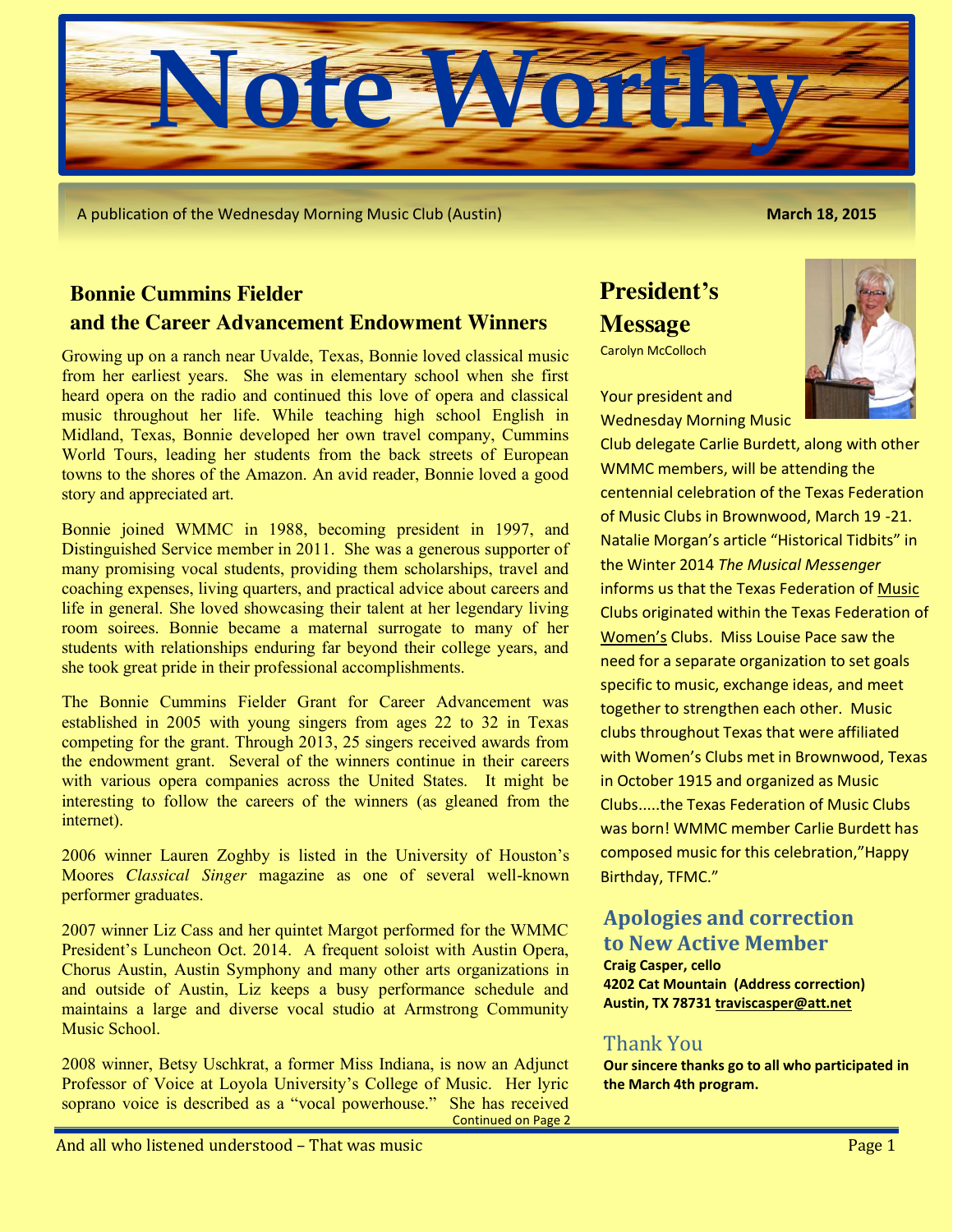# Note Worthy

A publication of the Wednesday Morning Music Club (Austin) **March 18, 2015**

## Bonnie Cummins Fielder and the Career Advancement Endowment Winners

Growing up on a ranch near Uvalde, Texas, Bonnie loved classical music from her earliest years. She was in elementary school when she first heard opera on the radio and continued this love of opera and classical music throughout her life. While teaching high school English in Midland, Texas, Bonnie developed her own travel company, Cummins World Tours, leading her students from the back streets of European towns to the shores of the Amazon. An avid reader, Bonnie loved a good story and appreciated art.

Bonnie joined WMMC in 1988, becoming president in 1997, and Distinguished Service member in 2011. She was a generous supporter of many promising vocal students, providing them scholarships, travel and coaching expenses, living quarters, and practical advice about careers and life in general. She loved showcasing their talent at her legendary living room soirees. Bonnie became a maternal surrogate to many of her students with relationships enduring far beyond their college years, and she took great pride in their professional accomplishments.

The Bonnie Cummins Fielder Grant for Career Advancement was established in 2005 with young singers from ages 22 to 32 in Texas competing for the grant. Through 2013, 25 singers received awards from the endowment grant. Several of the winners continue in their careers with various opera companies across the United States. It might be interesting to follow the careers of the winners (as gleaned from the internet).

2006 winner Lauren Zoghby is listed in the University of Houston's Moores *Classical Singer* magazine as one of several well-known performer graduates.

2007 winner Liz Cass and her quintet Margot performed for the WMMC President's Luncheon Oct. 2014. A frequent soloist with Austin Opera, Chorus Austin, Austin Symphony and many other arts organizations in and outside of Austin, Liz keeps a busy performance schedule and maintains a large and diverse vocal studio at Armstrong Community Music School.

2008 winner, Betsy Uschkrat, a former Miss Indiana, is now an Adjunct Professor of Voice at Loyola University's College of Music. Her lyric soprano voice is described as a "vocal powerhouse." She has received

Continued on Page 2

## President's Message

Carolyn McColloch

Your president and Wednesday Morning Music Club delegate Carlie Burdett, along with other WMMC members, will be attending the centennial celebration of the Texas Federation of Music Clubs in Brownwood, March 19 -21. Natalie Morgan's article "Historical Tidbits" in the Winter 2014 *The Musical Messenger* informs us that the Texas Federation of Music Clubs originated within the Texas Federation of Women's Clubs. Miss Louise Pace saw the need for a separate organization to set goals specific to music, exchange ideas, and meet together to strengthen each other. Music clubs throughout Texas that were affiliated with Women's Clubs met in Brownwood, Texas in October 1915 and organized as Music Clubs.....the Texas Federation of Music Clubs was born! WMMC member Carlie Burdett has composed music for this celebration,"Happy Birthday, TFMC."

## Apologies and correction to New Active Member

**Craig Casper, cello**
**4202 Cat Mountain (Address correction)**
**Austin, TX 78731 traviscasper@att.net**

## Thank You

**Our sincere thanks go to all who participated in the March 4th program.**

And all who listened understood – That was music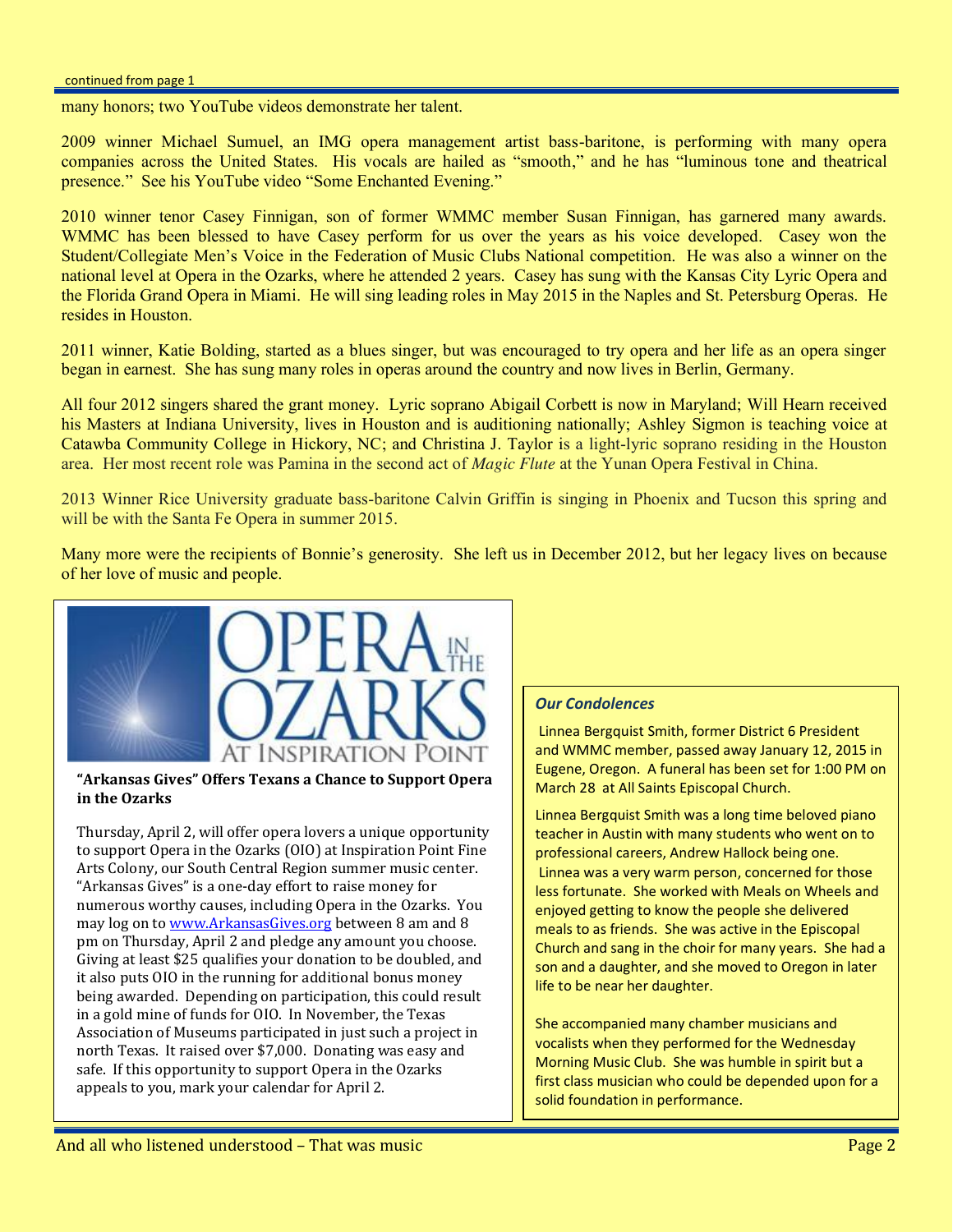continued from page 1

many honors; two YouTube videos demonstrate her talent.

2009 winner Michael Sumuel, an IMG opera management artist bass-baritone, is performing with many opera companies across the United States. His vocals are hailed as "smooth," and he has "luminous tone and theatrical presence." See his YouTube video "Some Enchanted Evening."

2010 winner tenor Casey Finnigan, son of former WMMC member Susan Finnigan, has garnered many awards. WMMC has been blessed to have Casey perform for us over the years as his voice developed. Casey won the Student/Collegiate Men's Voice in the Federation of Music Clubs National competition. He was also a winner on the national level at Opera in the Ozarks, where he attended 2 years. Casey has sung with the Kansas City Lyric Opera and the Florida Grand Opera in Miami. He will sing leading roles in May 2015 in the Naples and St. Petersburg Operas. He resides in Houston.

2011 winner, Katie Bolding, started as a blues singer, but was encouraged to try opera and her life as an opera singer began in earnest. She has sung many roles in operas around the country and now lives in Berlin, Germany.

All four 2012 singers shared the grant money. Lyric soprano Abigail Corbett is now in Maryland; Will Hearn received his Masters at Indiana University, lives in Houston and is auditioning nationally; Ashley Sigmon is teaching voice at Catawba Community College in Hickory, NC; and Christina J. Taylor is a light-lyric soprano residing in the Houston area. Her most recent role was Pamina in the second act of *Magic Flute* at the Yunan Opera Festival in China.

2013 Winner Rice University graduate bass-baritone Calvin Griffin is singing in Phoenix and Tucson this spring and will be with the Santa Fe Opera in summer 2015.

Many more were the recipients of Bonnie's generosity. She left us in December 2012, but her legacy lives on because of her love of music and people.

OPERA IN THE OZARKS AT INSPIRATION POINT

**"Arkansas Gives" Offers Texans a Chance to Support Opera in the Ozarks**

Thursday, April 2, will offer opera lovers a unique opportunity to support Opera in the Ozarks (OIO) at Inspiration Point Fine Arts Colony, our South Central Region summer music center. "Arkansas Gives" is a one-day effort to raise money for numerous worthy causes, including Opera in the Ozarks. You may log on to www.ArkansasGives.org between 8 am and 8 pm on Thursday, April 2 and pledge any amount you choose. Giving at least $25 qualifies your donation to be doubled, and it also puts OIO in the running for additional bonus money being awarded. Depending on participation, this could result in a gold mine of funds for OIO. In November, the Texas Association of Museums participated in just such a project in north Texas. It raised over $7,000. Donating was easy and safe. If this opportunity to support Opera in the Ozarks appeals to you, mark your calendar for April 2.

***Our Condolences***

Linnea Bergquist Smith, former District 6 President and WMMC member, passed away January 12, 2015 in Eugene, Oregon. A funeral has been set for 1:00 PM on March 28 at All Saints Episcopal Church.

Linnea Bergquist Smith was a long time beloved piano teacher in Austin with many students who went on to professional careers, Andrew Hallock being one. Linnea was a very warm person, concerned for those less fortunate. She worked with Meals on Wheels and enjoyed getting to know the people she delivered meals to as friends. She was active in the Episcopal Church and sang in the choir for many years. She had a son and a daughter, and she moved to Oregon in later life to be near her daughter.

She accompanied many chamber musicians and vocalists when they performed for the Wednesday Morning Music Club. She was humble in spirit but a first class musician who could be depended upon for a solid foundation in performance.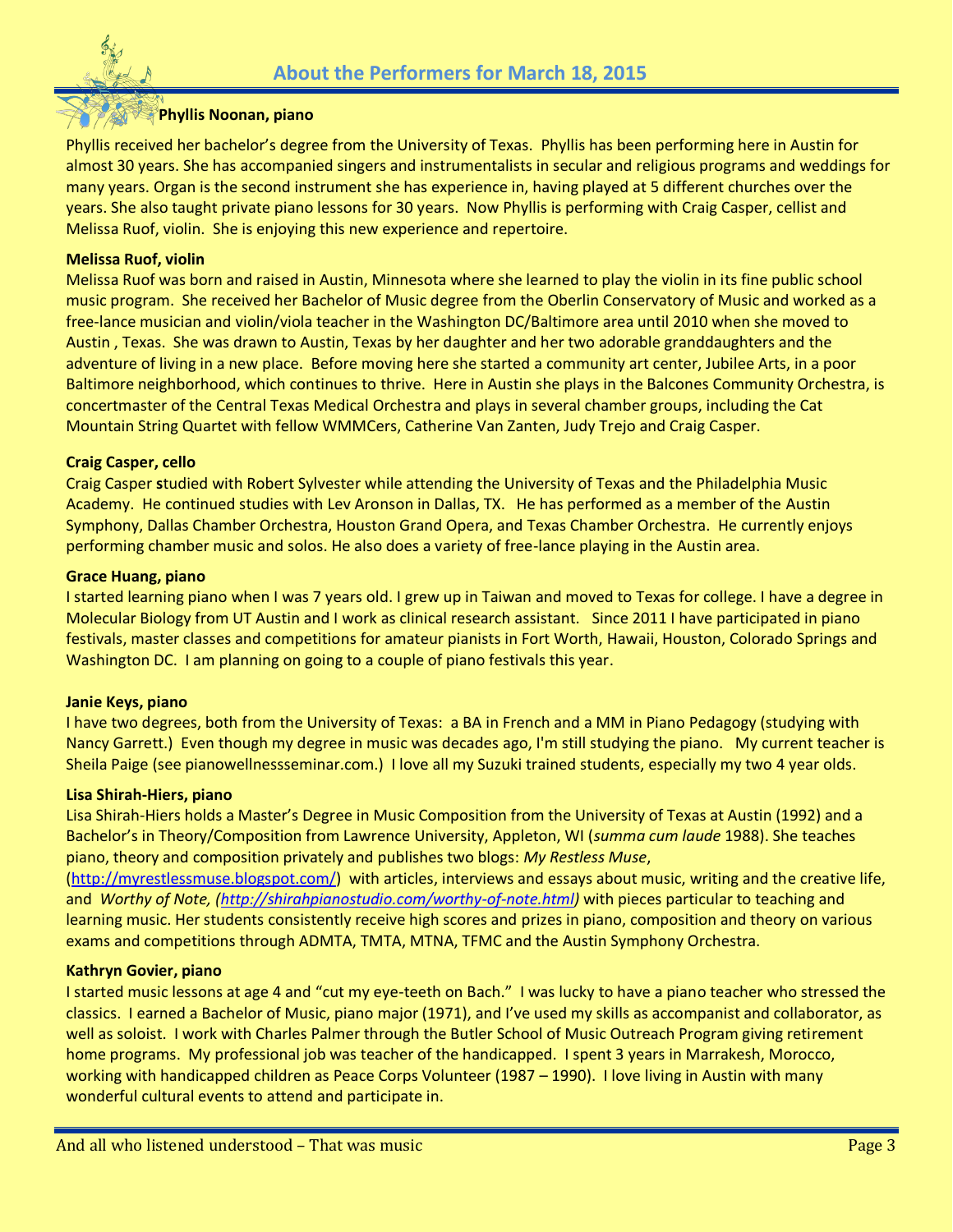# About the Performers for March 18, 2015

**Phyllis Noonan, piano**

Phyllis received her bachelor's degree from the University of Texas. Phyllis has been performing here in Austin for almost 30 years. She has accompanied singers and instrumentalists in secular and religious programs and weddings for many years. Organ is the second instrument she has experience in, having played at 5 different churches over the years. She also taught private piano lessons for 30 years. Now Phyllis is performing with Craig Casper, cellist and Melissa Ruof, violin. She is enjoying this new experience and repertoire.

**Melissa Ruof, violin**

Melissa Ruof was born and raised in Austin, Minnesota where she learned to play the violin in its fine public school music program. She received her Bachelor of Music degree from the Oberlin Conservatory of Music and worked as a free-lance musician and violin/viola teacher in the Washington DC/Baltimore area until 2010 when she moved to Austin , Texas. She was drawn to Austin, Texas by her daughter and her two adorable granddaughters and the adventure of living in a new place. Before moving here she started a community art center, Jubilee Arts, in a poor Baltimore neighborhood, which continues to thrive. Here in Austin she plays in the Balcones Community Orchestra, is concertmaster of the Central Texas Medical Orchestra and plays in several chamber groups, including the Cat Mountain String Quartet with fellow WMMCers, Catherine Van Zanten, Judy Trejo and Craig Casper.

**Craig Casper, cello**

Craig Casper **s**tudied with Robert Sylvester while attending the University of Texas and the Philadelphia Music Academy. He continued studies with Lev Aronson in Dallas, TX. He has performed as a member of the Austin Symphony, Dallas Chamber Orchestra, Houston Grand Opera, and Texas Chamber Orchestra. He currently enjoys performing chamber music and solos. He also does a variety of free-lance playing in the Austin area.

**Grace Huang, piano**

I started learning piano when I was 7 years old. I grew up in Taiwan and moved to Texas for college. I have a degree in Molecular Biology from UT Austin and I work as clinical research assistant. Since 2011 I have participated in piano festivals, master classes and competitions for amateur pianists in Fort Worth, Hawaii, Houston, Colorado Springs and Washington DC. I am planning on going to a couple of piano festivals this year.

**Janie Keys, piano**

I have two degrees, both from the University of Texas: a BA in French and a MM in Piano Pedagogy (studying with Nancy Garrett.) Even though my degree in music was decades ago, I'm still studying the piano. My current teacher is Sheila Paige (see pianowellnessseminar.com.) I love all my Suzuki trained students, especially my two 4 year olds.

**Lisa Shirah-Hiers, piano**

Lisa Shirah-Hiers holds a Master's Degree in Music Composition from the University of Texas at Austin (1992) and a Bachelor's in Theory/Composition from Lawrence University, Appleton, WI (*summa cum laude* 1988). She teaches piano, theory and composition privately and publishes two blogs: *My Restless Muse*, (http://myrestlessmuse.blogspot.com/) with articles, interviews and essays about music, writing and the creative life, and *Worthy of Note, (http://shirahpianostudio.com/worthy-of-note.html)* with pieces particular to teaching and learning music. Her students consistently receive high scores and prizes in piano, composition and theory on various exams and competitions through ADMTA, TMTA, MTNA, TFMC and the Austin Symphony Orchestra.

**Kathryn Govier, piano**

I started music lessons at age 4 and "cut my eye-teeth on Bach." I was lucky to have a piano teacher who stressed the classics. I earned a Bachelor of Music, piano major (1971), and I've used my skills as accompanist and collaborator, as well as soloist. I work with Charles Palmer through the Butler School of Music Outreach Program giving retirement home programs. My professional job was teacher of the handicapped. I spent 3 years in Marrakesh, Morocco, working with handicapped children as Peace Corps Volunteer (1987 – 1990). I love living in Austin with many wonderful cultural events to attend and participate in.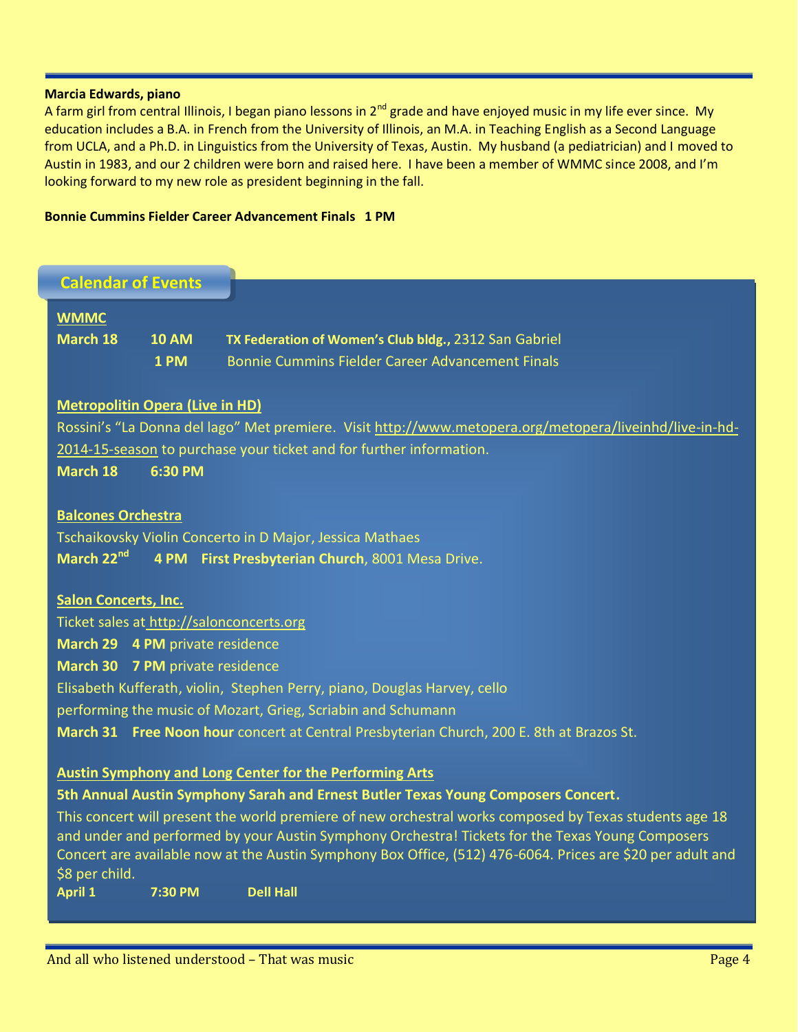**Marcia Edwards, piano**

A farm girl from central Illinois, I began piano lessons in 2nd grade and have enjoyed music in my life ever since. My education includes a B.A. in French from the University of Illinois, an M.A. in Teaching English as a Second Language from UCLA, and a Ph.D. in Linguistics from the University of Texas, Austin. My husband (a pediatrician) and I moved to Austin in 1983, and our 2 children were born and raised here. I have been a member of WMMC since 2008, and I'm looking forward to my new role as president beginning in the fall.

**Bonnie Cummins Fielder Career Advancement Finals 1 PM**

## Calendar of Events

**WMMC**

**March 18** **10 AM** **TX Federation of Women's Club bldg.,** 2312 San Gabriel

**1 PM** Bonnie Cummins Fielder Career Advancement Finals

**Metropolitin Opera (Live in HD)**

Rossini's "La Donna del lago" Met premiere. Visit http://www.metopera.org/metopera/liveinhd/live-in-hd-2014-15-season to purchase your ticket and for further information.

**March 18** **6:30 PM**

**Balcones Orchestra**

Tschaikovsky Violin Concerto in D Major, Jessica Mathaes

**March 22nd** **4 PM** **First Presbyterian Church**, 8001 Mesa Drive.

**Salon Concerts, Inc.**

Ticket sales at http://salonconcerts.org

**March 29** **4 PM** private residence

**March 30** **7 PM** private residence

Elisabeth Kufferath, violin, Stephen Perry, piano, Douglas Harvey, cello

performing the music of Mozart, Grieg, Scriabin and Schumann

**March 31** **Free Noon hour** concert at Central Presbyterian Church, 200 E. 8th at Brazos St.

**Austin Symphony and Long Center for the Performing Arts**

**5th Annual Austin Symphony Sarah and Ernest Butler Texas Young Composers Concert.**

This concert will present the world premiere of new orchestral works composed by Texas students age 18 and under and performed by your Austin Symphony Orchestra! Tickets for the Texas Young Composers Concert are available now at the Austin Symphony Box Office, (512) 476-6064. Prices are $20 per adult and $8 per child.

**April 1** **7:30 PM** **Dell Hall**